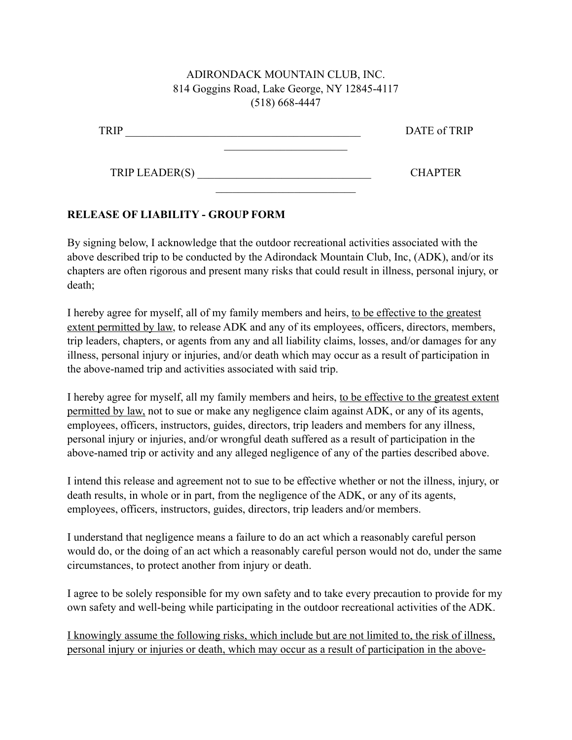ADIRONDACK MOUNTAIN CLUB, INC.
814 Goggins Road, Lake George, NY 12845-4117
(518) 668-4447

TRIP ___________________________________________ DATE of TRIP ______________________

TRIP LEADER(S) _______________________________ CHAPTER _________________________

**RELEASE OF LIABILITY - GROUP FORM**

By signing below, I acknowledge that the outdoor recreational activities associated with the above described trip to be conducted by the Adirondack Mountain Club, Inc, (ADK), and/or its chapters are often rigorous and present many risks that could result in illness, personal injury, or death;

I hereby agree for myself, all of my family members and heirs, <u>to be effective to the greatest extent permitted by law</u>, to release ADK and any of its employees, officers, directors, members, trip leaders, chapters, or agents from any and all liability claims, losses, and/or damages for any illness, personal injury or injuries, and/or death which may occur as a result of participation in the above-named trip and activities associated with said trip.

I hereby agree for myself, all my family members and heirs, <u>to be effective to the greatest extent permitted by law,</u> not to sue or make any negligence claim against ADK, or any of its agents, employees, officers, instructors, guides, directors, trip leaders and members for any illness, personal injury or injuries, and/or wrongful death suffered as a result of participation in the above-named trip or activity and any alleged negligence of any of the parties described above.

I intend this release and agreement not to sue to be effective whether or not the illness, injury, or death results, in whole or in part, from the negligence of the ADK, or any of its agents, employees, officers, instructors, guides, directors, trip leaders and/or members.

I understand that negligence means a failure to do an act which a reasonably careful person would do, or the doing of an act which a reasonably careful person would not do, under the same circumstances, to protect another from injury or death.

I agree to be solely responsible for my own safety and to take every precaution to provide for my own safety and well-being while participating in the outdoor recreational activities of the ADK.

<u>I knowingly assume the following risks, which include but are not limited to, the risk of illness, personal injury or injuries or death, which may occur as a result of participation in the above-</u>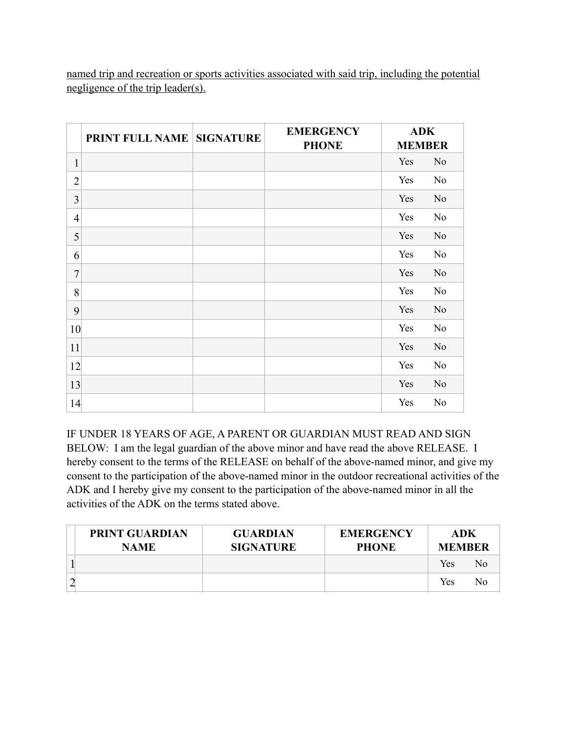<u>named trip and recreation or sports activities associated with said trip, including the potential negligence of the trip leader(s).</u>

| | PRINT FULL NAME | SIGNATURE | EMERGENCY PHONE | ADK MEMBER |
|---|---|---|---|---|
| 1 | | | | Yes No |
| 2 | | | | Yes No |
| 3 | | | | Yes No |
| 4 | | | | Yes No |
| 5 | | | | Yes No |
| 6 | | | | Yes No |
| 7 | | | | Yes No |
| 8 | | | | Yes No |
| 9 | | | | Yes No |
| 10 | | | | Yes No |
| 11 | | | | Yes No |
| 12 | | | | Yes No |
| 13 | | | | Yes No |
| 14 | | | | Yes No |

IF UNDER 18 YEARS OF AGE, A PARENT OR GUARDIAN MUST READ AND SIGN BELOW: I am the legal guardian of the above minor and have read the above RELEASE. I hereby consent to the terms of the RELEASE on behalf of the above-named minor, and give my consent to the participation of the above-named minor in the outdoor recreational activities of the ADK and I hereby give my consent to the participation of the above-named minor in all the activities of the ADK on the terms stated above.

| | PRINT GUARDIAN NAME | GUARDIAN SIGNATURE | EMERGENCY PHONE | ADK MEMBER |
|---|---|---|---|---|
| 1 | | | | Yes No |
| 2 | | | | Yes No |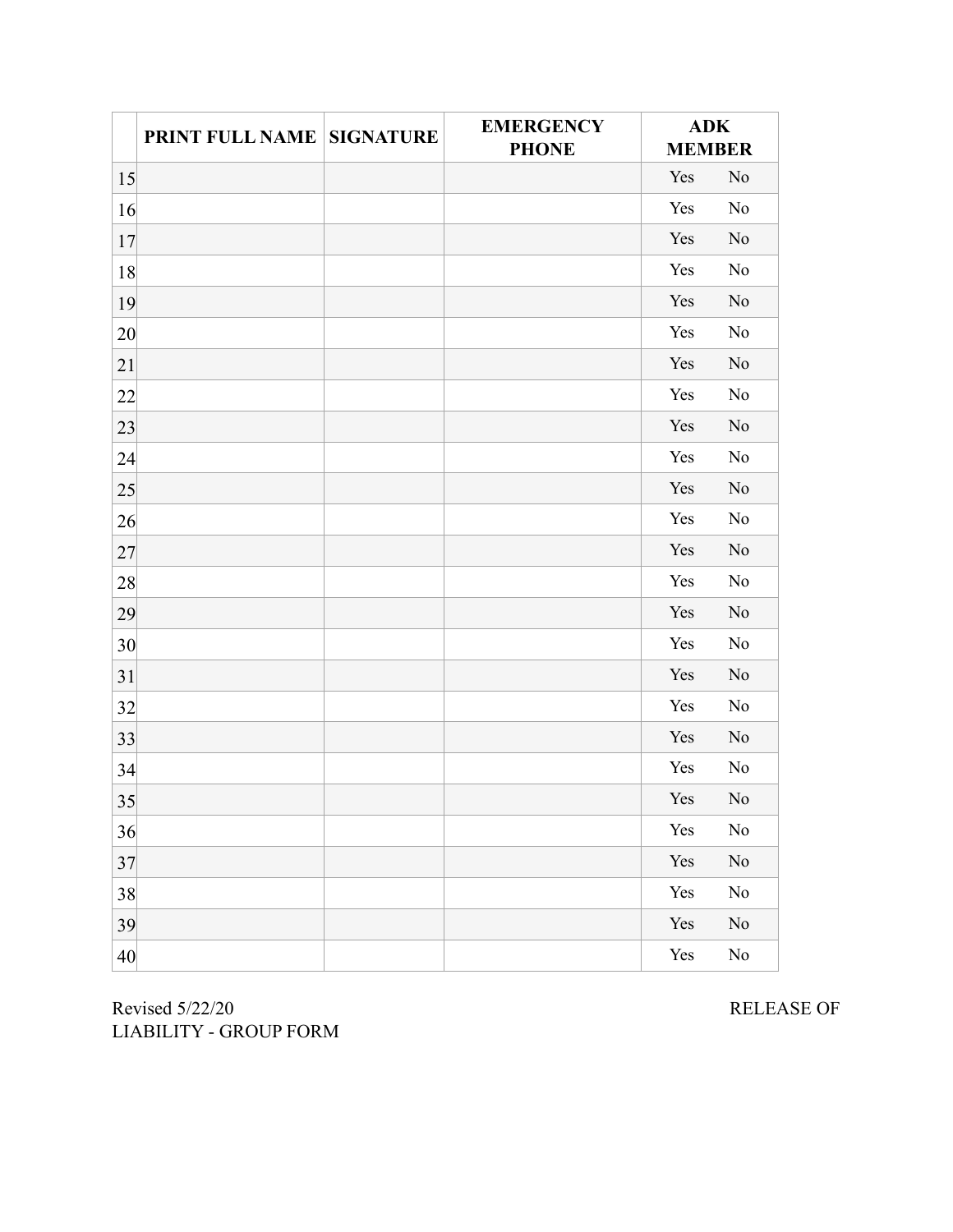| | PRINT FULL NAME | SIGNATURE | EMERGENCY PHONE | ADK MEMBER |
|---|---|---|---|---|
| 15 | | | | Yes No |
| 16 | | | | Yes No |
| 17 | | | | Yes No |
| 18 | | | | Yes No |
| 19 | | | | Yes No |
| 20 | | | | Yes No |
| 21 | | | | Yes No |
| 22 | | | | Yes No |
| 23 | | | | Yes No |
| 24 | | | | Yes No |
| 25 | | | | Yes No |
| 26 | | | | Yes No |
| 27 | | | | Yes No |
| 28 | | | | Yes No |
| 29 | | | | Yes No |
| 30 | | | | Yes No |
| 31 | | | | Yes No |
| 32 | | | | Yes No |
| 33 | | | | Yes No |
| 34 | | | | Yes No |
| 35 | | | | Yes No |
| 36 | | | | Yes No |
| 37 | | | | Yes No |
| 38 | | | | Yes No |
| 39 | | | | Yes No |
| 40 | | | | Yes No |

Revised 5/22/20 RELEASE OF LIABILITY - GROUP FORM